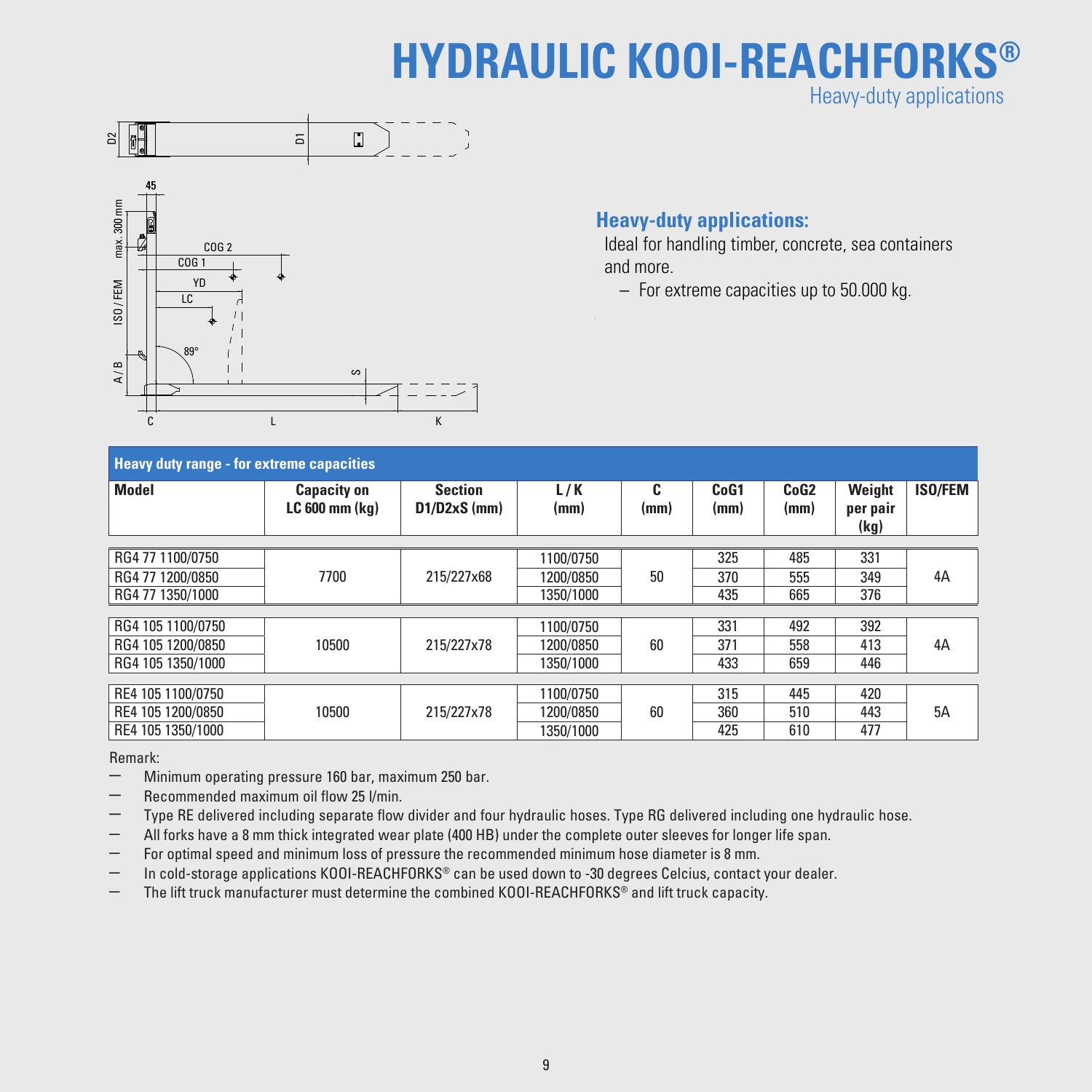# HYDRAULIC KOOI-REACHFORKS®

Heavy-duty applications

## Heavy-duty applications:

Ideal for handling timber, concrete, sea containers and more.

- For extreme capacities up to 50.000 kg.

| Heavy duty range - for extreme capacities | | | | | | | | |
|---|---|---|---|---|---|---|---|---|
| Model | Capacity on LC 600 mm (kg) | Section D1/D2xS (mm) | L / K (mm) | C (mm) | CoG1 (mm) | CoG2 (mm) | Weight per pair (kg) | ISO/FEM |
| RG4 77 1100/0750 | 7700 | 215/227x68 | 1100/0750 | 50 | 325 | 485 | 331 | 4A |
| RG4 77 1200/0850 | | | 1200/0850 | | 370 | 555 | 349 | |
| RG4 77 1350/1000 | | | 1350/1000 | | 435 | 665 | 376 | |
| RG4 105 1100/0750 | 10500 | 215/227x78 | 1100/0750 | 60 | 331 | 492 | 392 | 4A |
| RG4 105 1200/0850 | | | 1200/0850 | | 371 | 558 | 413 | |
| RG4 105 1350/1000 | | | 1350/1000 | | 433 | 659 | 446 | |
| RE4 105 1100/0750 | 10500 | 215/227x78 | 1100/0750 | 60 | 315 | 445 | 420 | 5A |
| RE4 105 1200/0850 | | | 1200/0850 | | 360 | 510 | 443 | |
| RE4 105 1350/1000 | | | 1350/1000 | | 425 | 610 | 477 | |

Remark:

- Minimum operating pressure 160 bar, maximum 250 bar.
- Recommended maximum oil flow 25 l/min.
- Type RE delivered including separate flow divider and four hydraulic hoses. Type RG delivered including one hydraulic hose.
- All forks have a 8 mm thick integrated wear plate (400 HB) under the complete outer sleeves for longer life span.
- For optimal speed and minimum loss of pressure the recommended minimum hose diameter is 8 mm.
- In cold-storage applications KOOI-REACHFORKS® can be used down to -30 degrees Celcius, contact your dealer.
- The lift truck manufacturer must determine the combined KOOI-REACHFORKS® and lift truck capacity.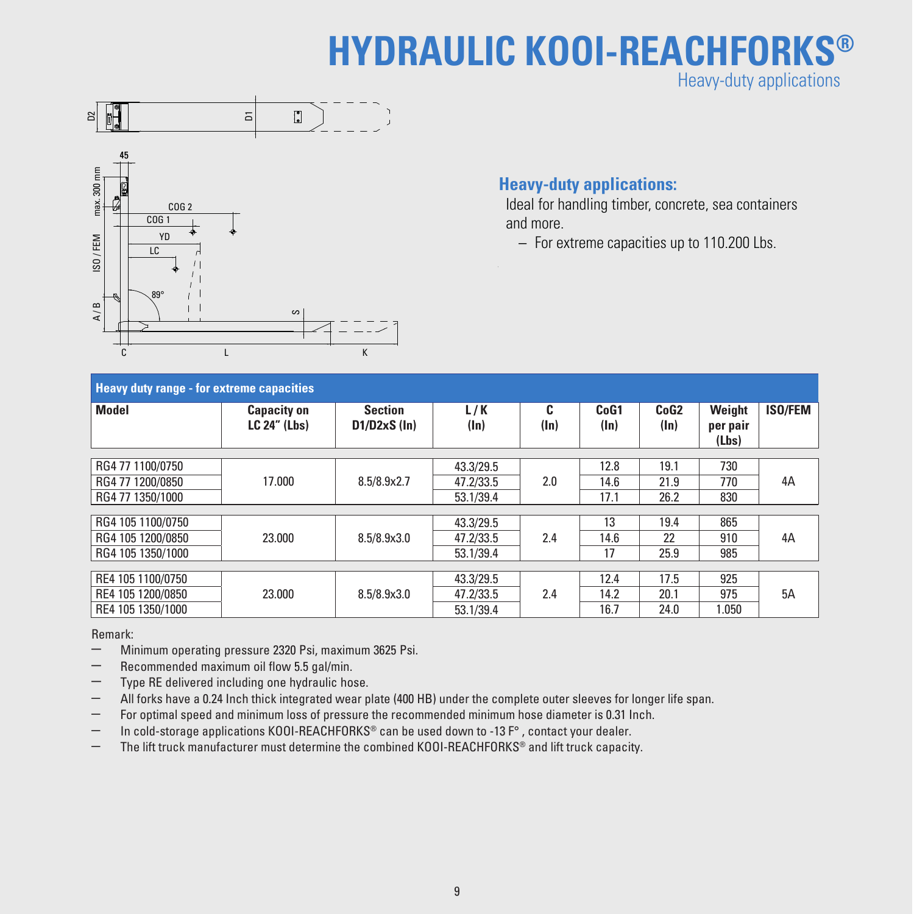# HYDRAULIC KOOI-REACHFORKS®

Heavy-duty applications

D2
D1
45
max. 300 mm
ISO / FEM
A / B
COG 2
COG 1
YD
LC
89°
S
C
L
K

## Heavy-duty applications:

Ideal for handling timber, concrete, sea containers and more.

– For extreme capacities up to 110.200 Lbs.

**Heavy duty range - for extreme capacities**

| Model | Capacity on LC 24" (Lbs) | Section D1/D2xS (In) | L / K (In) | C (In) | CoG1 (In) | CoG2 (In) | Weight per pair (Lbs) | ISO/FEM |
|---|---|---|---|---|---|---|---|---|
| RG4 77 1100/0750 | 17.000 | 8.5/8.9x2.7 | 43.3/29.5 | 2.0 | 12.8 | 19.1 | 730 | 4A |
| RG4 77 1200/0850 | | | 47.2/33.5 | | 14.6 | 21.9 | 770 | |
| RG4 77 1350/1000 | | | 53.1/39.4 | | 17.1 | 26.2 | 830 | |
| RG4 105 1100/0750 | 23.000 | 8.5/8.9x3.0 | 43.3/29.5 | 2.4 | 13 | 19.4 | 865 | 4A |
| RG4 105 1200/0850 | | | 47.2/33.5 | | 14.6 | 22 | 910 | |
| RG4 105 1350/1000 | | | 53.1/39.4 | | 17 | 25.9 | 985 | |
| RE4 105 1100/0750 | 23.000 | 8.5/8.9x3.0 | 43.3/29.5 | 2.4 | 12.4 | 17.5 | 925 | 5A |
| RE4 105 1200/0850 | | | 47.2/33.5 | | 14.2 | 20.1 | 975 | |
| RE4 105 1350/1000 | | | 53.1/39.4 | | 16.7 | 24.0 | 1.050 | |

Remark:

- Minimum operating pressure 2320 Psi, maximum 3625 Psi.
- Recommended maximum oil flow 5.5 gal/min.
- Type RE delivered including one hydraulic hose.
- All forks have a 0.24 Inch thick integrated wear plate (400 HB) under the complete outer sleeves for longer life span.
- For optimal speed and minimum loss of pressure the recommended minimum hose diameter is 0.31 Inch.
- In cold-storage applications KOOI-REACHFORKS® can be used down to -13 F° , contact your dealer.
- The lift truck manufacturer must determine the combined KOOI-REACHFORKS® and lift truck capacity.